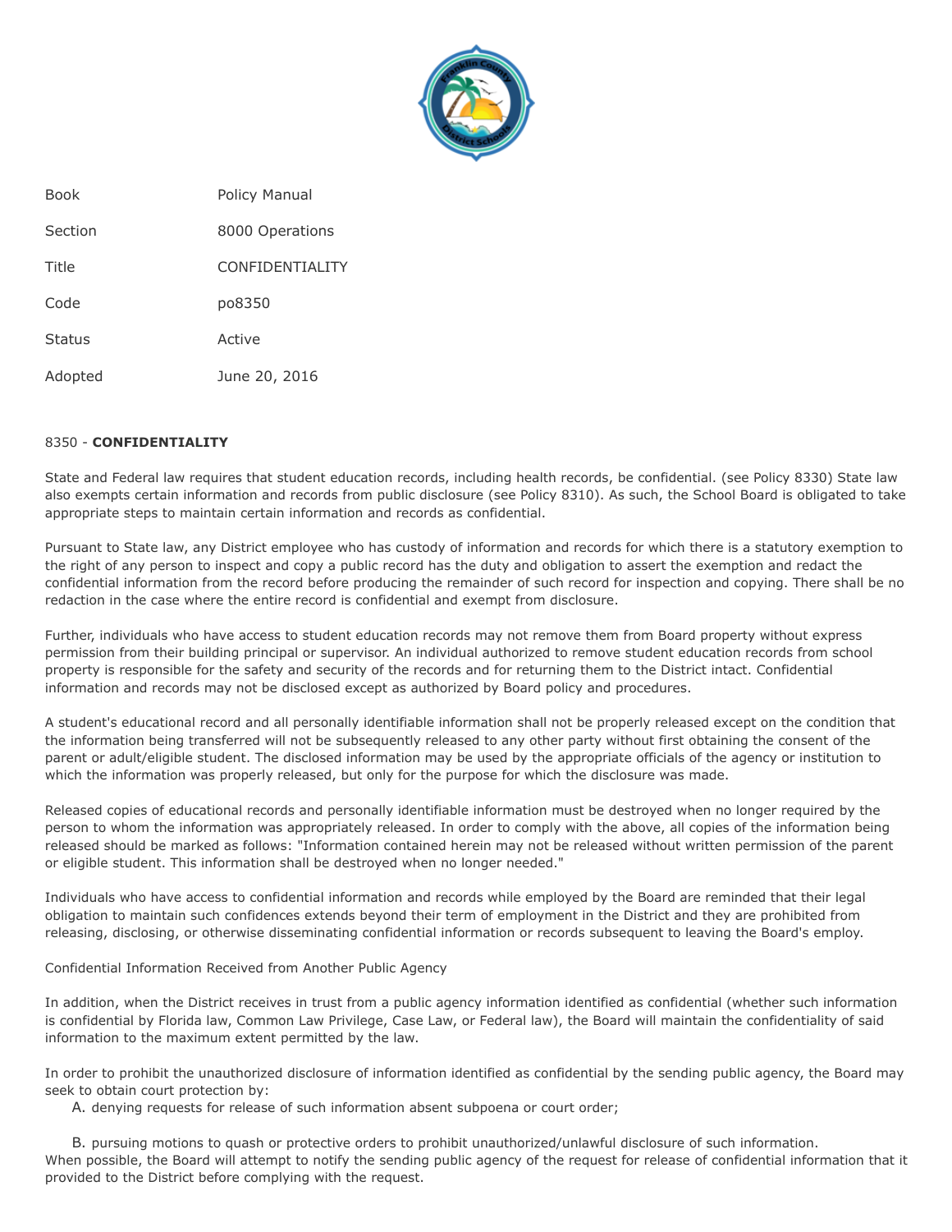| | |
|---|---|
| Book | Policy Manual |
| Section | 8000 Operations |
| Title | CONFIDENTIALITY |
| Code | po8350 |
| Status | Active |
| Adopted | June 20, 2016 |

## 8350 - **CONFIDENTIALITY**

State and Federal law requires that student education records, including health records, be confidential. (see Policy 8330) State law also exempts certain information and records from public disclosure (see Policy 8310). As such, the School Board is obligated to take appropriate steps to maintain certain information and records as confidential.

Pursuant to State law, any District employee who has custody of information and records for which there is a statutory exemption to the right of any person to inspect and copy a public record has the duty and obligation to assert the exemption and redact the confidential information from the record before producing the remainder of such record for inspection and copying. There shall be no redaction in the case where the entire record is confidential and exempt from disclosure.

Further, individuals who have access to student education records may not remove them from Board property without express permission from their building principal or supervisor. An individual authorized to remove student education records from school property is responsible for the safety and security of the records and for returning them to the District intact. Confidential information and records may not be disclosed except as authorized by Board policy and procedures.

A student's educational record and all personally identifiable information shall not be properly released except on the condition that the information being transferred will not be subsequently released to any other party without first obtaining the consent of the parent or adult/eligible student. The disclosed information may be used by the appropriate officials of the agency or institution to which the information was properly released, but only for the purpose for which the disclosure was made.

Released copies of educational records and personally identifiable information must be destroyed when no longer required by the person to whom the information was appropriately released. In order to comply with the above, all copies of the information being released should be marked as follows: "Information contained herein may not be released without written permission of the parent or eligible student. This information shall be destroyed when no longer needed."

Individuals who have access to confidential information and records while employed by the Board are reminded that their legal obligation to maintain such confidences extends beyond their term of employment in the District and they are prohibited from releasing, disclosing, or otherwise disseminating confidential information or records subsequent to leaving the Board's employ.

Confidential Information Received from Another Public Agency

In addition, when the District receives in trust from a public agency information identified as confidential (whether such information is confidential by Florida law, Common Law Privilege, Case Law, or Federal law), the Board will maintain the confidentiality of said information to the maximum extent permitted by the law.

In order to prohibit the unauthorized disclosure of information identified as confidential by the sending public agency, the Board may seek to obtain court protection by:

A. denying requests for release of such information absent subpoena or court order;

B. pursuing motions to quash or protective orders to prohibit unauthorized/unlawful disclosure of such information.

When possible, the Board will attempt to notify the sending public agency of the request for release of confidential information that it provided to the District before complying with the request.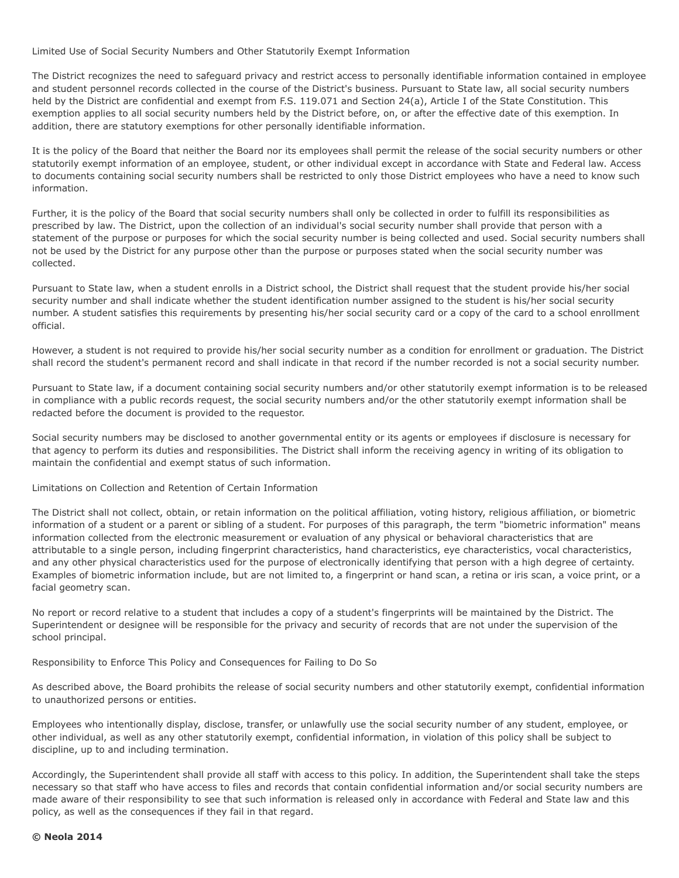Limited Use of Social Security Numbers and Other Statutorily Exempt Information

The District recognizes the need to safeguard privacy and restrict access to personally identifiable information contained in employee and student personnel records collected in the course of the District's business. Pursuant to State law, all social security numbers held by the District are confidential and exempt from F.S. 119.071 and Section 24(a), Article I of the State Constitution. This exemption applies to all social security numbers held by the District before, on, or after the effective date of this exemption. In addition, there are statutory exemptions for other personally identifiable information.

It is the policy of the Board that neither the Board nor its employees shall permit the release of the social security numbers or other statutorily exempt information of an employee, student, or other individual except in accordance with State and Federal law. Access to documents containing social security numbers shall be restricted to only those District employees who have a need to know such information.

Further, it is the policy of the Board that social security numbers shall only be collected in order to fulfill its responsibilities as prescribed by law. The District, upon the collection of an individual's social security number shall provide that person with a statement of the purpose or purposes for which the social security number is being collected and used. Social security numbers shall not be used by the District for any purpose other than the purpose or purposes stated when the social security number was collected.

Pursuant to State law, when a student enrolls in a District school, the District shall request that the student provide his/her social security number and shall indicate whether the student identification number assigned to the student is his/her social security number. A student satisfies this requirements by presenting his/her social security card or a copy of the card to a school enrollment official.

However, a student is not required to provide his/her social security number as a condition for enrollment or graduation. The District shall record the student's permanent record and shall indicate in that record if the number recorded is not a social security number.

Pursuant to State law, if a document containing social security numbers and/or other statutorily exempt information is to be released in compliance with a public records request, the social security numbers and/or the other statutorily exempt information shall be redacted before the document is provided to the requestor.

Social security numbers may be disclosed to another governmental entity or its agents or employees if disclosure is necessary for that agency to perform its duties and responsibilities. The District shall inform the receiving agency in writing of its obligation to maintain the confidential and exempt status of such information.

Limitations on Collection and Retention of Certain Information

The District shall not collect, obtain, or retain information on the political affiliation, voting history, religious affiliation, or biometric information of a student or a parent or sibling of a student. For purposes of this paragraph, the term "biometric information" means information collected from the electronic measurement or evaluation of any physical or behavioral characteristics that are attributable to a single person, including fingerprint characteristics, hand characteristics, eye characteristics, vocal characteristics, and any other physical characteristics used for the purpose of electronically identifying that person with a high degree of certainty. Examples of biometric information include, but are not limited to, a fingerprint or hand scan, a retina or iris scan, a voice print, or a facial geometry scan.

No report or record relative to a student that includes a copy of a student's fingerprints will be maintained by the District. The Superintendent or designee will be responsible for the privacy and security of records that are not under the supervision of the school principal.

Responsibility to Enforce This Policy and Consequences for Failing to Do So

As described above, the Board prohibits the release of social security numbers and other statutorily exempt, confidential information to unauthorized persons or entities.

Employees who intentionally display, disclose, transfer, or unlawfully use the social security number of any student, employee, or other individual, as well as any other statutorily exempt, confidential information, in violation of this policy shall be subject to discipline, up to and including termination.

Accordingly, the Superintendent shall provide all staff with access to this policy. In addition, the Superintendent shall take the steps necessary so that staff who have access to files and records that contain confidential information and/or social security numbers are made aware of their responsibility to see that such information is released only in accordance with Federal and State law and this policy, as well as the consequences if they fail in that regard.

**© Neola 2014**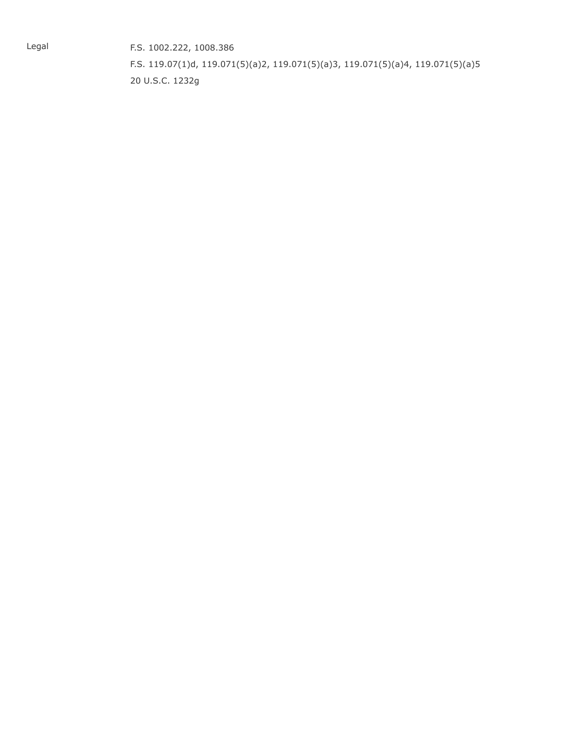| | |
|---|---|
| Legal | F.S. 1002.222, 1008.386 |
| | F.S. 119.07(1)d, 119.071(5)(a)2, 119.071(5)(a)3, 119.071(5)(a)4, 119.071(5)(a)5 |
| | 20 U.S.C. 1232g |